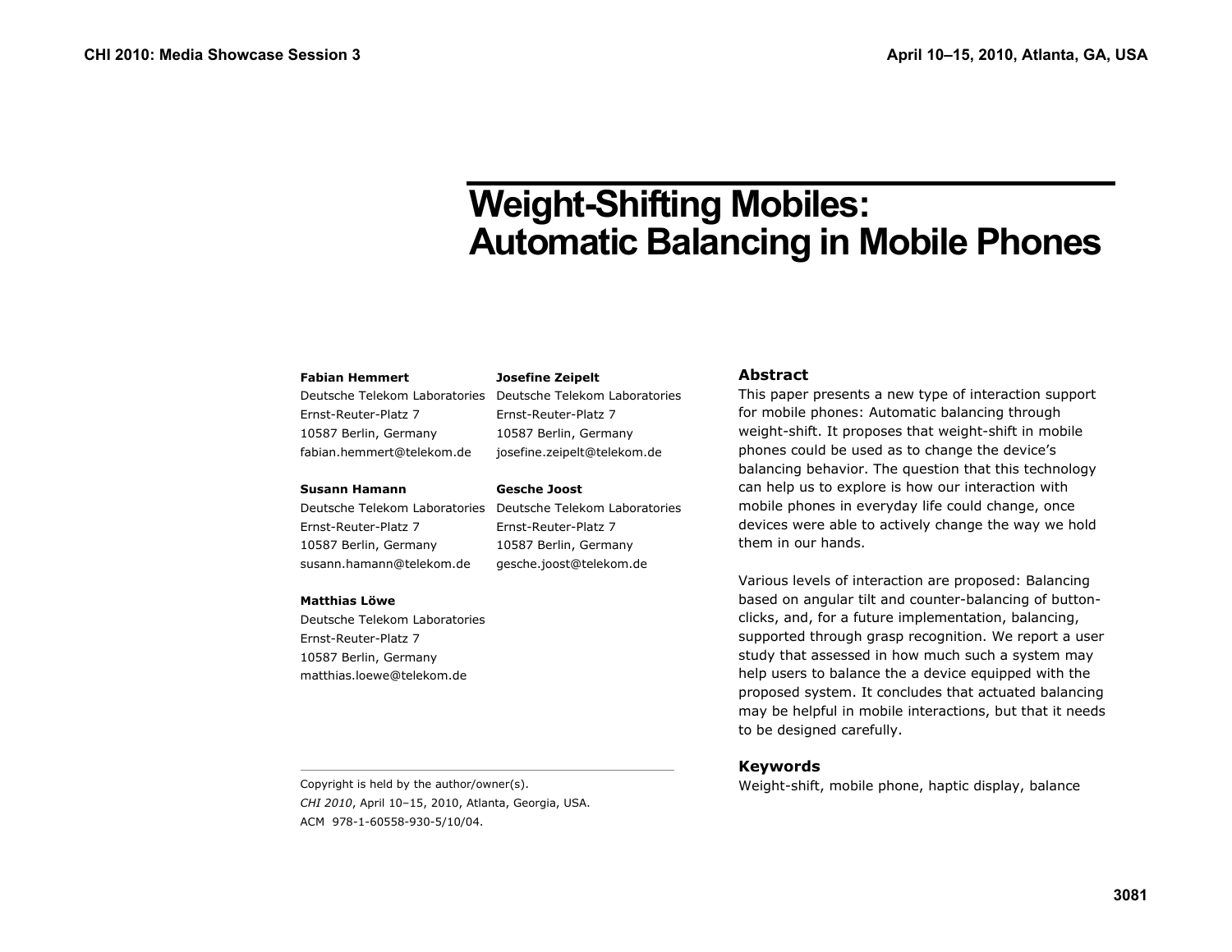# Weight-Shifting Mobiles: Automatic Balancing in Mobile Phones

**Fabian Hemmert**
Deutsche Telekom Laboratories
Ernst-Reuter-Platz 7
10587 Berlin, Germany
fabian.hemmert@telekom.de

**Josefine Zeipelt**
Deutsche Telekom Laboratories
Ernst-Reuter-Platz 7
10587 Berlin, Germany
josefine.zeipelt@telekom.de

**Susann Hamann**
Deutsche Telekom Laboratories
Ernst-Reuter-Platz 7
10587 Berlin, Germany
susann.hamann@telekom.de

**Gesche Joost**
Deutsche Telekom Laboratories
Ernst-Reuter-Platz 7
10587 Berlin, Germany
gesche.joost@telekom.de

**Matthias Löwe**
Deutsche Telekom Laboratories
Ernst-Reuter-Platz 7
10587 Berlin, Germany
matthias.loewe@telekom.de

Copyright is held by the author/owner(s).
*CHI 2010*, April 10–15, 2010, Atlanta, Georgia, USA.
ACM 978-1-60558-930-5/10/04.

## Abstract

This paper presents a new type of interaction support for mobile phones: Automatic balancing through weight-shift. It proposes that weight-shift in mobile phones could be used as to change the device's balancing behavior. The question that this technology can help us to explore is how our interaction with mobile phones in everyday life could change, once devices were able to actively change the way we hold them in our hands.

Various levels of interaction are proposed: Balancing based on angular tilt and counter-balancing of button-clicks, and, for a future implementation, balancing, supported through grasp recognition. We report a user study that assessed in how much such a system may help users to balance the a device equipped with the proposed system. It concludes that actuated balancing may be helpful in mobile interactions, but that it needs to be designed carefully.

## Keywords

Weight-shift, mobile phone, haptic display, balance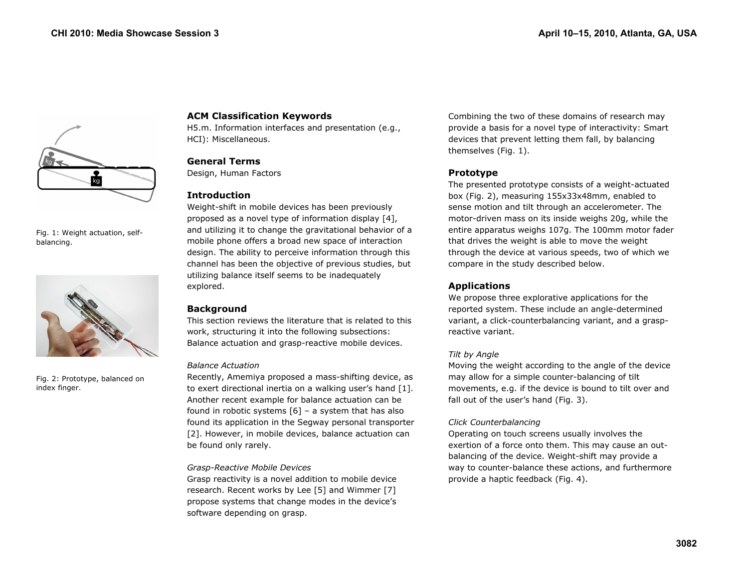Fig. 1: Weight actuation, self-balancing.

Fig. 2: Prototype, balanced on index finger.

## ACM Classification Keywords

H5.m. Information interfaces and presentation (e.g., HCI): Miscellaneous.

## General Terms

Design, Human Factors

## Introduction

Weight-shift in mobile devices has been previously proposed as a novel type of information display [4], and utilizing it to change the gravitational behavior of a mobile phone offers a broad new space of interaction design. The ability to perceive information through this channel has been the objective of previous studies, but utilizing balance itself seems to be inadequately explored.

## Background

This section reviews the literature that is related to this work, structuring it into the following subsections: Balance actuation and grasp-reactive mobile devices.

### *Balance Actuation*

Recently, Amemiya proposed a mass-shifting device, as to exert directional inertia on a walking user's hand [1]. Another recent example for balance actuation can be found in robotic systems [6] – a system that has also found its application in the Segway personal transporter [2]. However, in mobile devices, balance actuation can be found only rarely.

### *Grasp-Reactive Mobile Devices*

Grasp reactivity is a novel addition to mobile device research. Recent works by Lee [5] and Wimmer [7] propose systems that change modes in the device's software depending on grasp.

Combining the two of these domains of research may provide a basis for a novel type of interactivity: Smart devices that prevent letting them fall, by balancing themselves (Fig. 1).

## Prototype

The presented prototype consists of a weight-actuated box (Fig. 2), measuring 155x33x48mm, enabled to sense motion and tilt through an accelerometer. The motor-driven mass on its inside weighs 20g, while the entire apparatus weighs 107g. The 100mm motor fader that drives the weight is able to move the weight through the device at various speeds, two of which we compare in the study described below.

## Applications

We propose three explorative applications for the reported system. These include an angle-determined variant, a click-counterbalancing variant, and a grasp-reactive variant.

### *Tilt by Angle*

Moving the weight according to the angle of the device may allow for a simple counter-balancing of tilt movements, e.g. if the device is bound to tilt over and fall out of the user's hand (Fig. 3).

### *Click Counterbalancing*

Operating on touch screens usually involves the exertion of a force onto them. This may cause an out-balancing of the device. Weight-shift may provide a way to counter-balance these actions, and furthermore provide a haptic feedback (Fig. 4).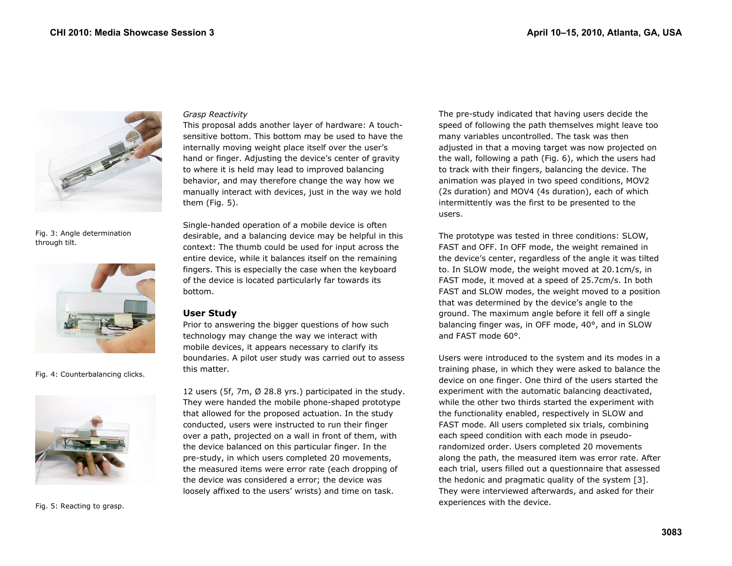Fig. 3: Angle determination through tilt.

Fig. 4: Counterbalancing clicks.

Fig. 5: Reacting to grasp.

*Grasp Reactivity*

This proposal adds another layer of hardware: A touch-sensitive bottom. This bottom may be used to have the internally moving weight place itself over the user's hand or finger. Adjusting the device's center of gravity to where it is held may lead to improved balancing behavior, and may therefore change the way how we manually interact with devices, just in the way we hold them (Fig. 5).

Single-handed operation of a mobile device is often desirable, and a balancing device may be helpful in this context: The thumb could be used for input across the entire device, while it balances itself on the remaining fingers. This is especially the case when the keyboard of the device is located particularly far towards its bottom.

### User Study

Prior to answering the bigger questions of how such technology may change the way we interact with mobile devices, it appears necessary to clarify its boundaries. A pilot user study was carried out to assess this matter.

12 users (5f, 7m, Ø 28.8 yrs.) participated in the study. They were handed the mobile phone-shaped prototype that allowed for the proposed actuation. In the study conducted, users were instructed to run their finger over a path, projected on a wall in front of them, with the device balanced on this particular finger. In the pre-study, in which users completed 20 movements, the measured items were error rate (each dropping of the device was considered a error; the device was loosely affixed to the users' wrists) and time on task.

The pre-study indicated that having users decide the speed of following the path themselves might leave too many variables uncontrolled. The task was then adjusted in that a moving target was now projected on the wall, following a path (Fig. 6), which the users had to track with their fingers, balancing the device. The animation was played in two speed conditions, MOV2 (2s duration) and MOV4 (4s duration), each of which intermittently was the first to be presented to the users.

The prototype was tested in three conditions: SLOW, FAST and OFF. In OFF mode, the weight remained in the device's center, regardless of the angle it was tilted to. In SLOW mode, the weight moved at 20.1cm/s, in FAST mode, it moved at a speed of 25.7cm/s. In both FAST and SLOW modes, the weight moved to a position that was determined by the device's angle to the ground. The maximum angle before it fell off a single balancing finger was, in OFF mode, 40°, and in SLOW and FAST mode 60°.

Users were introduced to the system and its modes in a training phase, in which they were asked to balance the device on one finger. One third of the users started the experiment with the automatic balancing deactivated, while the other two thirds started the experiment with the functionality enabled, respectively in SLOW and FAST mode. All users completed six trials, combining each speed condition with each mode in pseudo-randomized order. Users completed 20 movements along the path, the measured item was error rate. After each trial, users filled out a questionnaire that assessed the hedonic and pragmatic quality of the system [3]. They were interviewed afterwards, and asked for their experiences with the device.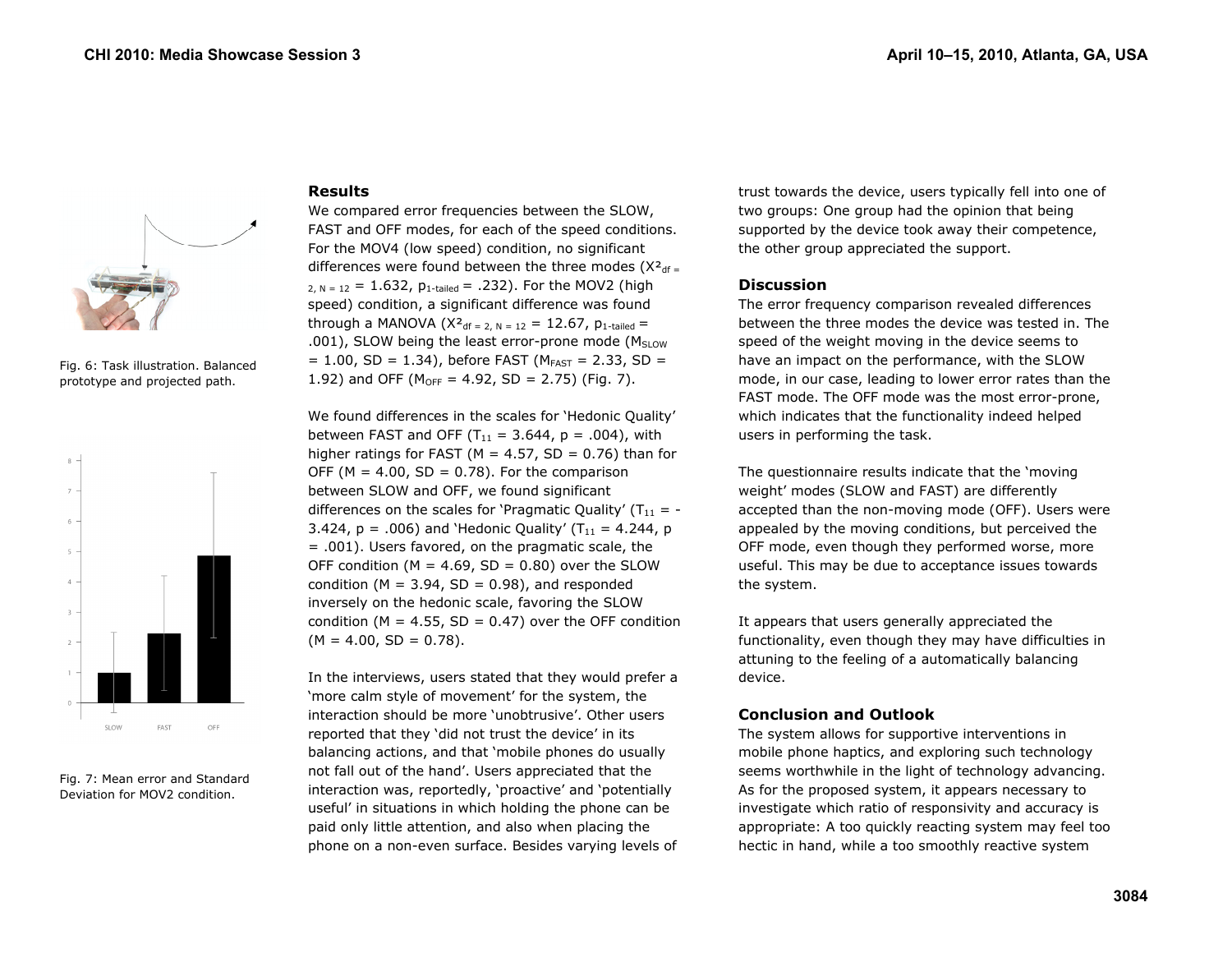Fig. 6: Task illustration. Balanced prototype and projected path.

8

7

6

5

4

3

2

1

0

SLOW FAST OFF

Fig. 7: Mean error and Standard Deviation for MOV2 condition.

### Results

We compared error frequencies between the SLOW, FAST and OFF modes, for each of the speed conditions. For the MOV4 (low speed) condition, no significant differences were found between the three modes ($X^2_{df = 2, N = 12} = 1.632$, $p_{1\text{-tailed}} = .232$). For the MOV2 (high speed) condition, a significant difference was found through a MANOVA ($X^2_{df = 2, N = 12} = 12.67$, $p_{1\text{-tailed}} = .001$), SLOW being the least error-prone mode ($M_{SLOW} = 1.00$, $SD = 1.34$), before FAST ($M_{FAST} = 2.33$, $SD = 1.92$) and OFF ($M_{OFF} = 4.92$, $SD = 2.75$) (Fig. 7).

We found differences in the scales for 'Hedonic Quality' between FAST and OFF ($T_{11} = 3.644$, $p = .004$), with higher ratings for FAST ($M = 4.57$, $SD = 0.76$) than for OFF ($M = 4.00$, $SD = 0.78$). For the comparison between SLOW and OFF, we found significant differences on the scales for 'Pragmatic Quality' ($T_{11} = -3.424$, $p = .006$) and 'Hedonic Quality' ($T_{11} = 4.244$, $p = .001$). Users favored, on the pragmatic scale, the OFF condition ($M = 4.69$, $SD = 0.80$) over the SLOW condition ($M = 3.94$, $SD = 0.98$), and responded inversely on the hedonic scale, favoring the SLOW condition ($M = 4.55$, $SD = 0.47$) over the OFF condition ($M = 4.00$, $SD = 0.78$).

In the interviews, users stated that they would prefer a 'more calm style of movement' for the system, the interaction should be more 'unobtrusive'. Other users reported that they 'did not trust the device' in its balancing actions, and that 'mobile phones do usually not fall out of the hand'. Users appreciated that the interaction was, reportedly, 'proactive' and 'potentially useful' in situations in which holding the phone can be paid only little attention, and also when placing the phone on a non-even surface. Besides varying levels of trust towards the device, users typically fell into one of two groups: One group had the opinion that being supported by the device took away their competence, the other group appreciated the support.

### Discussion

The error frequency comparison revealed differences between the three modes the device was tested in. The speed of the weight moving in the device seems to have an impact on the performance, with the SLOW mode, in our case, leading to lower error rates than the FAST mode. The OFF mode was the most error-prone, which indicates that the functionality indeed helped users in performing the task.

The questionnaire results indicate that the 'moving weight' modes (SLOW and FAST) are differently accepted than the non-moving mode (OFF). Users were appealed by the moving conditions, but perceived the OFF mode, even though they performed worse, more useful. This may be due to acceptance issues towards the system.

It appears that users generally appreciated the functionality, even though they may have difficulties in attuning to the feeling of a automatically balancing device.

### Conclusion and Outlook

The system allows for supportive interventions in mobile phone haptics, and exploring such technology seems worthwhile in the light of technology advancing. As for the proposed system, it appears necessary to investigate which ratio of responsivity and accuracy is appropriate: A too quickly reacting system may feel too hectic in hand, while a too smoothly reactive system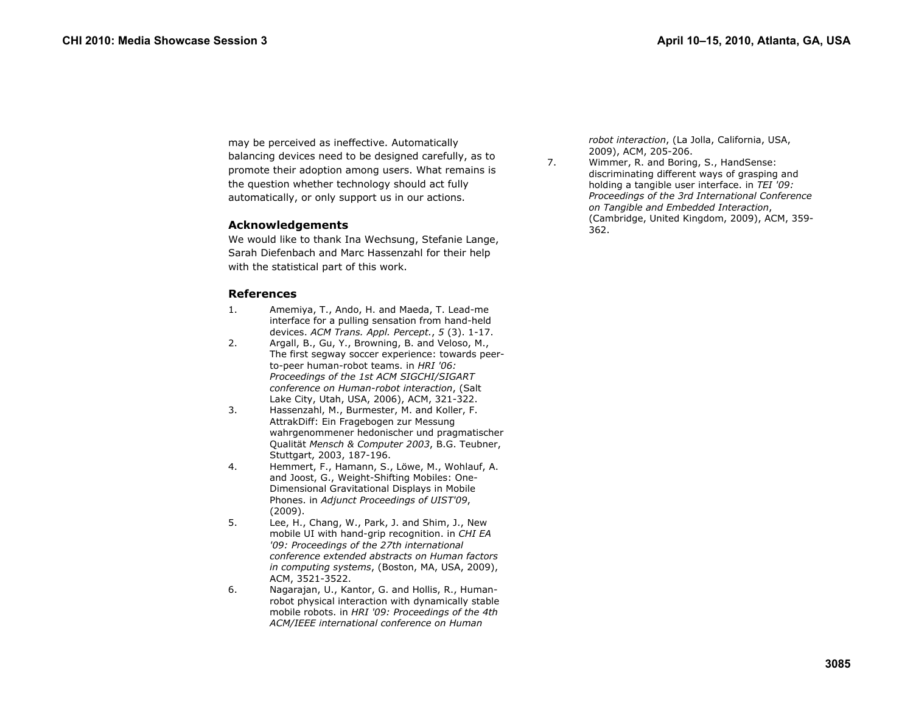may be perceived as ineffective. Automatically balancing devices need to be designed carefully, as to promote their adoption among users. What remains is the question whether technology should act fully automatically, or only support us in our actions.

## Acknowledgements

We would like to thank Ina Wechsung, Stefanie Lange, Sarah Diefenbach and Marc Hassenzahl for their help with the statistical part of this work.

## References

1. Amemiya, T., Ando, H. and Maeda, T. Lead-me interface for a pulling sensation from hand-held devices. *ACM Trans. Appl. Percept.*, *5* (3). 1-17.
2. Argall, B., Gu, Y., Browning, B. and Veloso, M., The first segway soccer experience: towards peer-to-peer human-robot teams. in *HRI '06: Proceedings of the 1st ACM SIGCHI/SIGART conference on Human-robot interaction*, (Salt Lake City, Utah, USA, 2006), ACM, 321-322.
3. Hassenzahl, M., Burmester, M. and Koller, F. AttrakDiff: Ein Fragebogen zur Messung wahrgenommener hedonischer und pragmatischer Qualität *Mensch & Computer 2003*, B.G. Teubner, Stuttgart, 2003, 187-196.
4. Hemmert, F., Hamann, S., Löwe, M., Wohlauf, A. and Joost, G., Weight-Shifting Mobiles: One-Dimensional Gravitational Displays in Mobile Phones. in *Adjunct Proceedings of UIST'09*, (2009).
5. Lee, H., Chang, W., Park, J. and Shim, J., New mobile UI with hand-grip recognition. in *CHI EA '09: Proceedings of the 27th international conference extended abstracts on Human factors in computing systems*, (Boston, MA, USA, 2009), ACM, 3521-3522.
6. Nagarajan, U., Kantor, G. and Hollis, R., Human-robot physical interaction with dynamically stable mobile robots. in *HRI '09: Proceedings of the 4th ACM/IEEE international conference on Human robot interaction*, (La Jolla, California, USA, 2009), ACM, 205-206.
7. Wimmer, R. and Boring, S., HandSense: discriminating different ways of grasping and holding a tangible user interface. in *TEI '09: Proceedings of the 3rd International Conference on Tangible and Embedded Interaction*, (Cambridge, United Kingdom, 2009), ACM, 359-362.